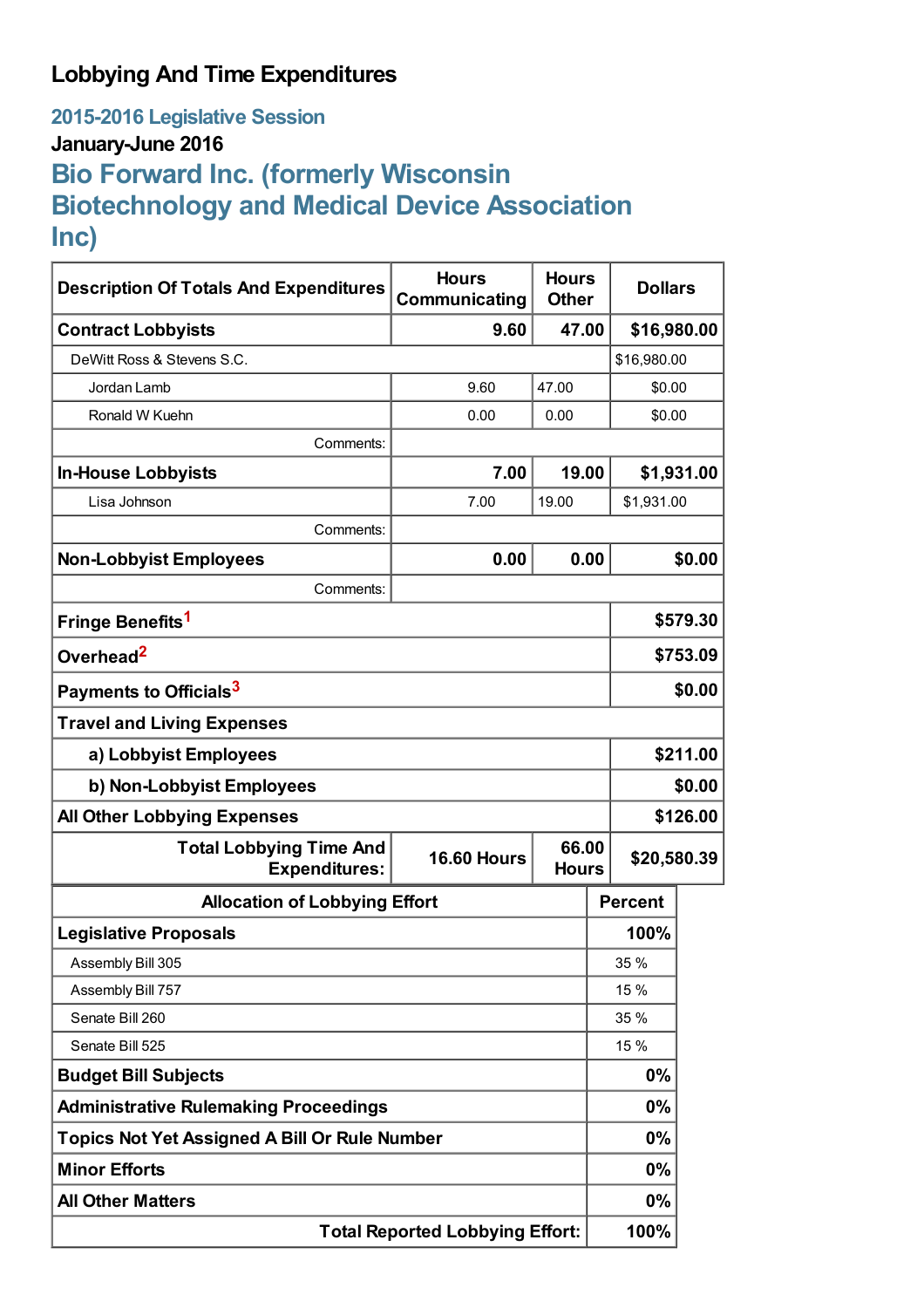# Lobbying And Time Expenditures

## 2015-2016 Legislative Session

### January-June 2016

## Bio Forward Inc. (formerly Wisconsin Biotechnology and Medical Device Association Inc)

| Description Of Totals And Expenditures | Hours Communicating | Hours Other | Dollars |
|---|---|---|---|
| **Contract Lobbyists** | **9.60** | **47.00** | **$16,980.00** |
| DeWitt Ross & Stevens S.C. | | | $16,980.00 |
| Jordan Lamb | 9.60 | 47.00 | $0.00 |
| Ronald W Kuehn | 0.00 | 0.00 | $0.00 |
| Comments: | | | |
| **In-House Lobbyists** | **7.00** | **19.00** | **$1,931.00** |
| Lisa Johnson | 7.00 | 19.00 | $1,931.00 |
| Comments: | | | |
| **Non-Lobbyist Employees** | **0.00** | **0.00** | **$0.00** |
| Comments: | | | |
| **Fringe Benefits**[1] | | | **$579.30** |
| **Overhead**[2] | | | **$753.09** |
| **Payments to Officials**[3] | | | **$0.00** |
| **Travel and Living Expenses** | | | |
| **a) Lobbyist Employees** | | | **$211.00** |
| **b) Non-Lobbyist Employees** | | | **$0.00** |
| **All Other Lobbying Expenses** | | | **$126.00** |
| **Total Lobbying Time And Expenditures:** | **16.60 Hours** | **66.00 Hours** | **$20,580.39** |

| Allocation of Lobbying Effort | Percent |
|---|---|
| **Legislative Proposals** | **100%** |
| Assembly Bill 305 | 35 % |
| Assembly Bill 757 | 15 % |
| Senate Bill 260 | 35 % |
| Senate Bill 525 | 15 % |
| **Budget Bill Subjects** | **0%** |
| **Administrative Rulemaking Proceedings** | **0%** |
| **Topics Not Yet Assigned A Bill Or Rule Number** | **0%** |
| **Minor Efforts** | **0%** |
| **All Other Matters** | **0%** |
| **Total Reported Lobbying Effort:** | **100%** |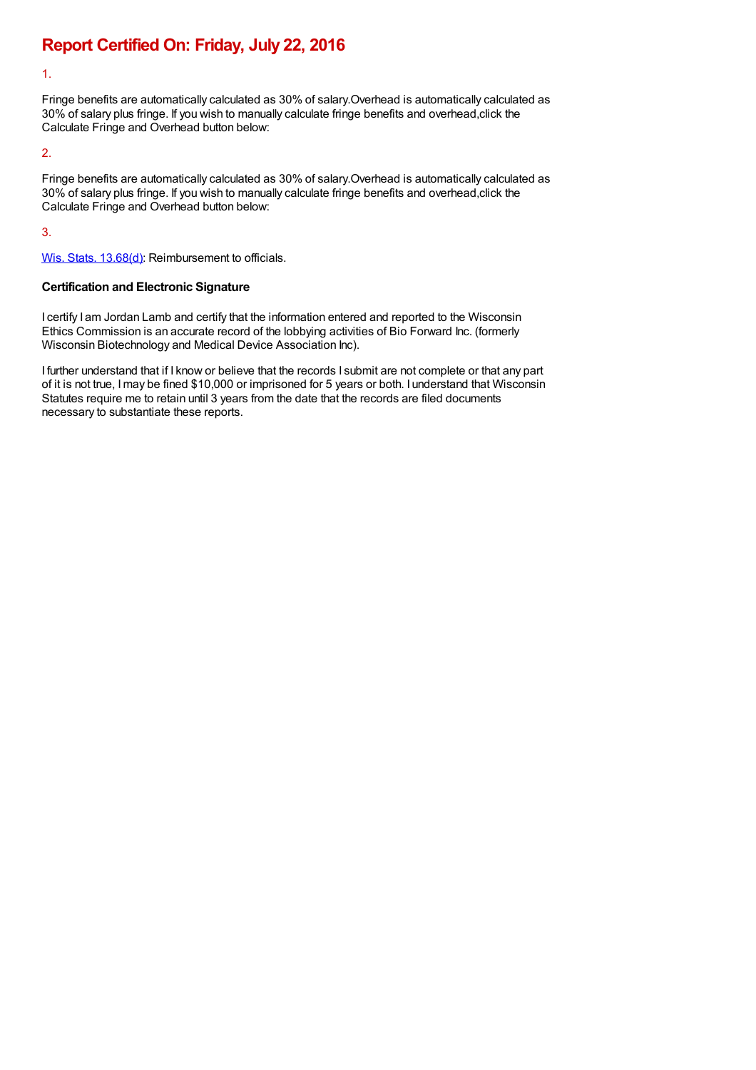## Report Certified On: Friday, July 22, 2016

1.

Fringe benefits are automatically calculated as 30% of salary.Overhead is automatically calculated as 30% of salary plus fringe. If you wish to manually calculate fringe benefits and overhead,click the Calculate Fringe and Overhead button below:

2.

Fringe benefits are automatically calculated as 30% of salary.Overhead is automatically calculated as 30% of salary plus fringe. If you wish to manually calculate fringe benefits and overhead,click the Calculate Fringe and Overhead button below:

3.

Wis. Stats. 13.68(d): Reimbursement to officials.

**Certification and Electronic Signature**

I certify I am Jordan Lamb and certify that the information entered and reported to the Wisconsin Ethics Commission is an accurate record of the lobbying activities of Bio Forward Inc. (formerly Wisconsin Biotechnology and Medical Device Association Inc).

I further understand that if I know or believe that the records I submit are not complete or that any part of it is not true, I may be fined $10,000 or imprisoned for 5 years or both. I understand that Wisconsin Statutes require me to retain until 3 years from the date that the records are filed documents necessary to substantiate these reports.